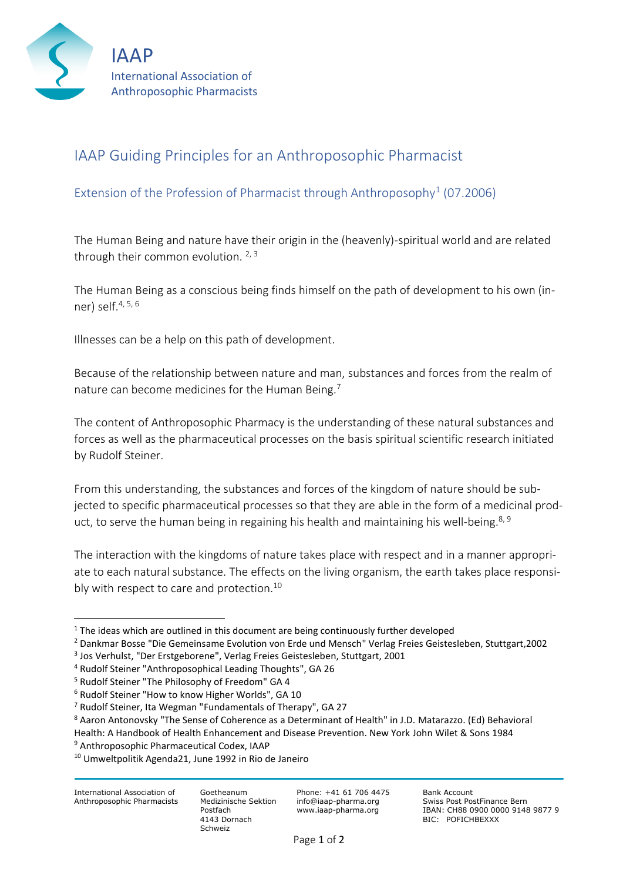IAAP
International Association of
Anthropsophic Pharmacists

# IAAP Guiding Principles for an Anthroposophic Pharmacist

## Extension of the Profession of Pharmacist through Anthroposophy[1] (07.2006)

The Human Being and nature have their origin in the (heavenly)-spiritual world and are related through their common evolution. [2, 3]

The Human Being as a conscious being finds himself on the path of development to his own (inner) self.[4, 5, 6]

Illnesses can be a help on this path of development.

Because of the relationship between nature and man, substances and forces from the realm of nature can become medicines for the Human Being.[7]

The content of Anthroposophic Pharmacy is the understanding of these natural substances and forces as well as the pharmaceutical processes on the basis spiritual scientific research initiated by Rudolf Steiner.

From this understanding, the substances and forces of the kingdom of nature should be subjected to specific pharmaceutical processes so that they are able in the form of a medicinal product, to serve the human being in regaining his health and maintaining his well-being.[8, 9]

The interaction with the kingdoms of nature takes place with respect and in a manner appropriate to each natural substance. The effects on the living organism, the earth takes place responsibly with respect to care and protection.[10]

---

[1] The ideas which are outlined in this document are being continuously further developed

[2] Dankmar Bosse "Die Gemeinsame Evolution von Erde und Mensch" Verlag Freies Geistesleben, Stuttgart,2002

[3] Jos Verhulst, "Der Erstgeborene", Verlag Freies Geistesleben, Stuttgart, 2001

[4] Rudolf Steiner "Anthroposophical Leading Thoughts", GA 26

[5] Rudolf Steiner "The Philosophy of Freedom" GA 4

[6] Rudolf Steiner "How to know Higher Worlds", GA 10

[7] Rudolf Steiner, Ita Wegman "Fundamentals of Therapy", GA 27

[8] Aaron Antonovsky "The Sense of Coherence as a Determinant of Health" in J.D. Matarazzo. (Ed) Behavioral Health: A Handbook of Health Enhancement and Disease Prevention. New York John Wilet & Sons 1984

[9] Anthroposophic Pharmaceutical Codex, IAAP

[10] Umweltpolitik Agenda21, June 1992 in Rio de Janeiro

International Association of Anthroposophic Pharmacists | Goetheanum, Medizinische Sektion, Postfach, 4143 Dornach, Schweiz | Phone: +41 61 706 4475, info@iaap-pharma.org, www.iaap-pharma.org | Bank Account: Swiss Post PostFinance Bern, IBAN: CH88 0900 0000 9148 9877 9, BIC: POFICHBEXXX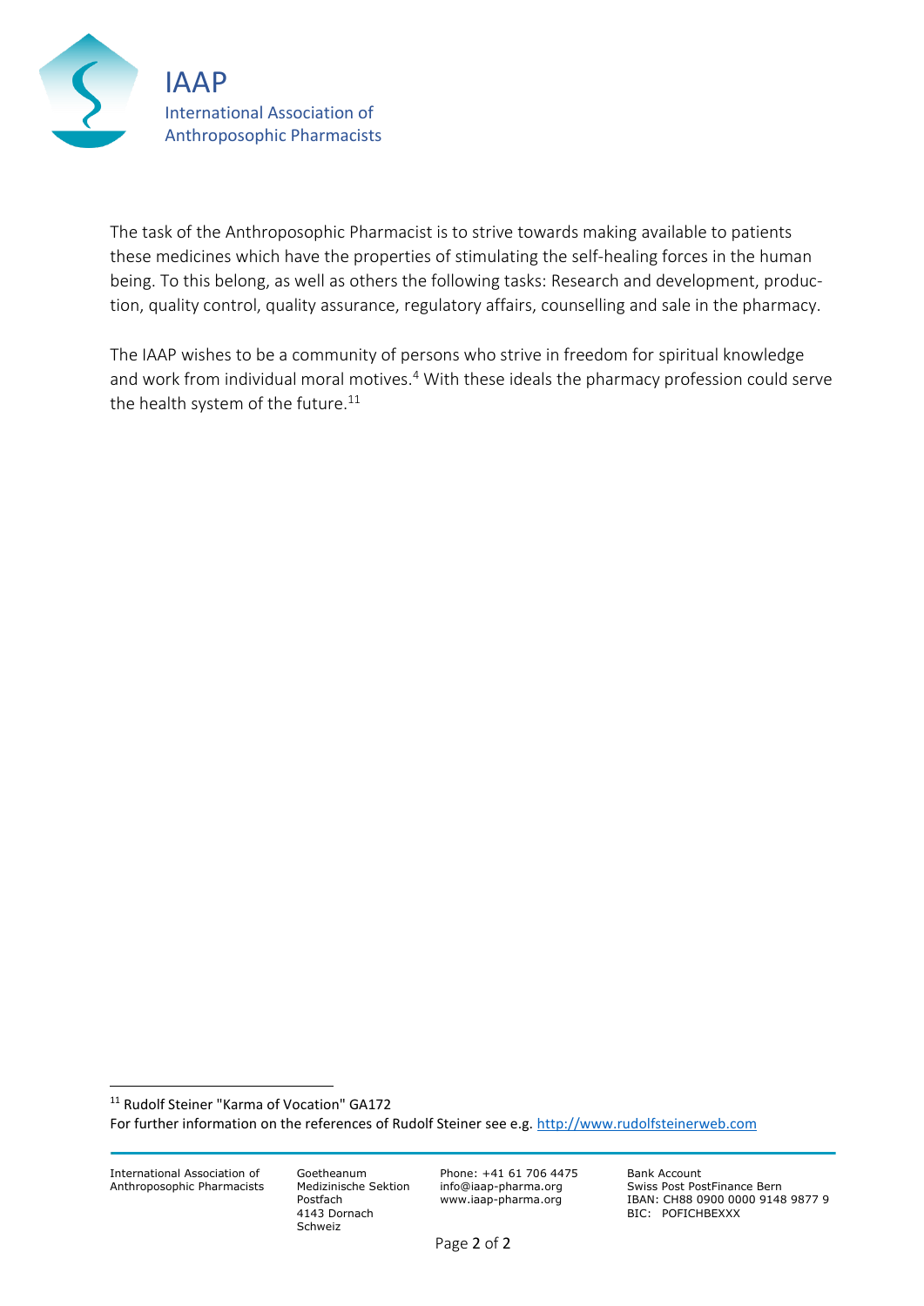The task of the Anthroposophic Pharmacist is to strive towards making available to patients these medicines which have the properties of stimulating the self-healing forces in the human being. To this belong, as well as others the following tasks: Research and development, production, quality control, quality assurance, regulatory affairs, counselling and sale in the pharmacy.

The IAAP wishes to be a community of persons who strive in freedom for spiritual knowledge and work from individual moral motives.[4] With these ideals the pharmacy profession could serve the health system of the future.[11]

---

[11] Rudolf Steiner "Karma of Vocation" GA172

For further information on the references of Rudolf Steiner see e.g. http://www.rudolfsteinerweb.com

International Association of Anthropsophic Pharmacists

Goetheanum
Medizinische Sektion
Postfach
4143 Dornach
Schweiz

Phone: +41 61 706 4475
info@iaap-pharma.org
www.iaap-pharma.org

Bank Account
Swiss Post PostFinance Bern
IBAN: CH88 0900 0000 9148 9877 9
BIC: POFICHBEXXX